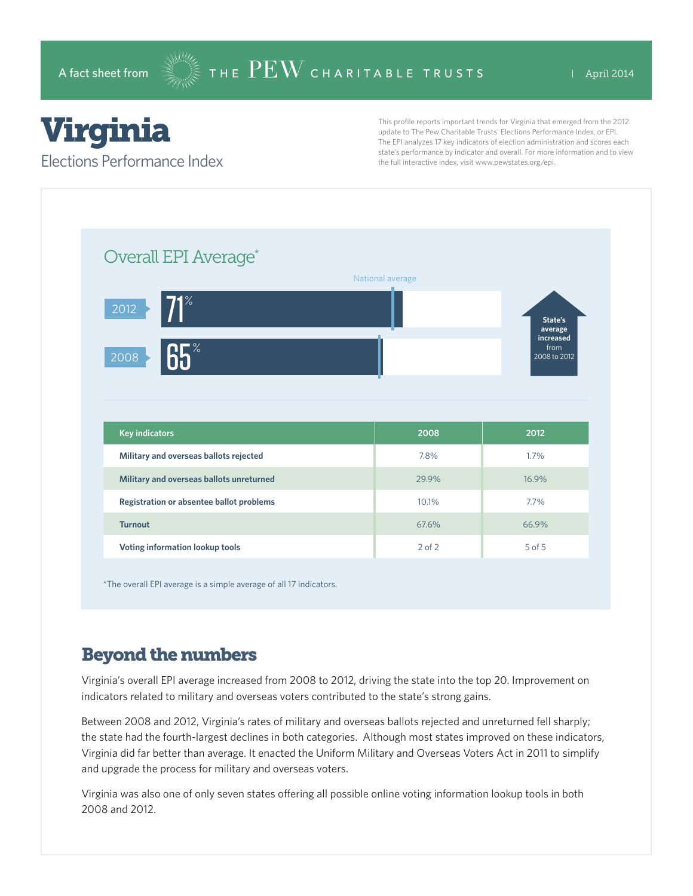A fact sheet from THE PEW CHARITABLE TRUSTS | April 2014

# Virginia

## Elections Performance Index

This profile reports important trends for Virginia that emerged from the 2012 update to The Pew Charitable Trusts' Elections Performance Index, or EPI. The EPI analyzes 17 key indicators of election administration and scores each state's performance by indicator and overall. For more information and to view the full interactive index, visit www.pewstates.org/epi.

### Overall EPI Average*

National average

2012: 71%

2008: 65%

State's average increased from 2008 to 2012

| Key indicators | 2008 | 2012 |
|---|---|---|
| Military and overseas ballots rejected | 7.8% | 1.7% |
| Military and overseas ballots unreturned | 29.9% | 16.9% |
| Registration or absentee ballot problems | 10.1% | 7.7% |
| Turnout | 67.6% | 66.9% |
| Voting information lookup tools | 2 of 2 | 5 of 5 |

*The overall EPI average is a simple average of all 17 indicators.

## Beyond the numbers

Virginia's overall EPI average increased from 2008 to 2012, driving the state into the top 20. Improvement on indicators related to military and overseas voters contributed to the state's strong gains.

Between 2008 and 2012, Virginia's rates of military and overseas ballots rejected and unreturned fell sharply; the state had the fourth-largest declines in both categories. Although most states improved on these indicators, Virginia did far better than average. It enacted the Uniform Military and Overseas Voters Act in 2011 to simplify and upgrade the process for military and overseas voters.

Virginia was also one of only seven states offering all possible online voting information lookup tools in both 2008 and 2012.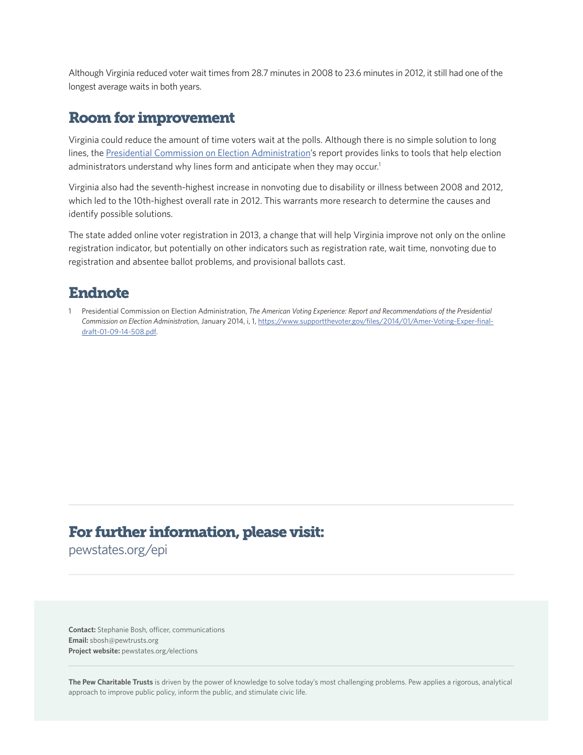Although Virginia reduced voter wait times from 28.7 minutes in 2008 to 23.6 minutes in 2012, it still had one of the longest average waits in both years.

## Room for improvement

Virginia could reduce the amount of time voters wait at the polls. Although there is no simple solution to long lines, the Presidential Commission on Election Administration's report provides links to tools that help election administrators understand why lines form and anticipate when they may occur.[1]

Virginia also had the seventh-highest increase in nonvoting due to disability or illness between 2008 and 2012, which led to the 10th-highest overall rate in 2012. This warrants more research to determine the causes and identify possible solutions.

The state added online voter registration in 2013, a change that will help Virginia improve not only on the online registration indicator, but potentially on other indicators such as registration rate, wait time, nonvoting due to registration and absentee ballot problems, and provisional ballots cast.

## Endnote

1 Presidential Commission on Election Administration, *The American Voting Experience: Report and Recommendations of the Presidential Commission on Election Administration*, January 2014, i, 1, https://www.supportthevoter.gov/files/2014/01/Amer-Voting-Exper-final-draft-01-09-14-508.pdf.

## For further information, please visit:

pewstates.org/epi

**Contact:** Stephanie Bosh, officer, communications
**Email:** sbosh@pewtrusts.org
**Project website:** pewstates.org/elections

**The Pew Charitable Trusts** is driven by the power of knowledge to solve today's most challenging problems. Pew applies a rigorous, analytical approach to improve public policy, inform the public, and stimulate civic life.